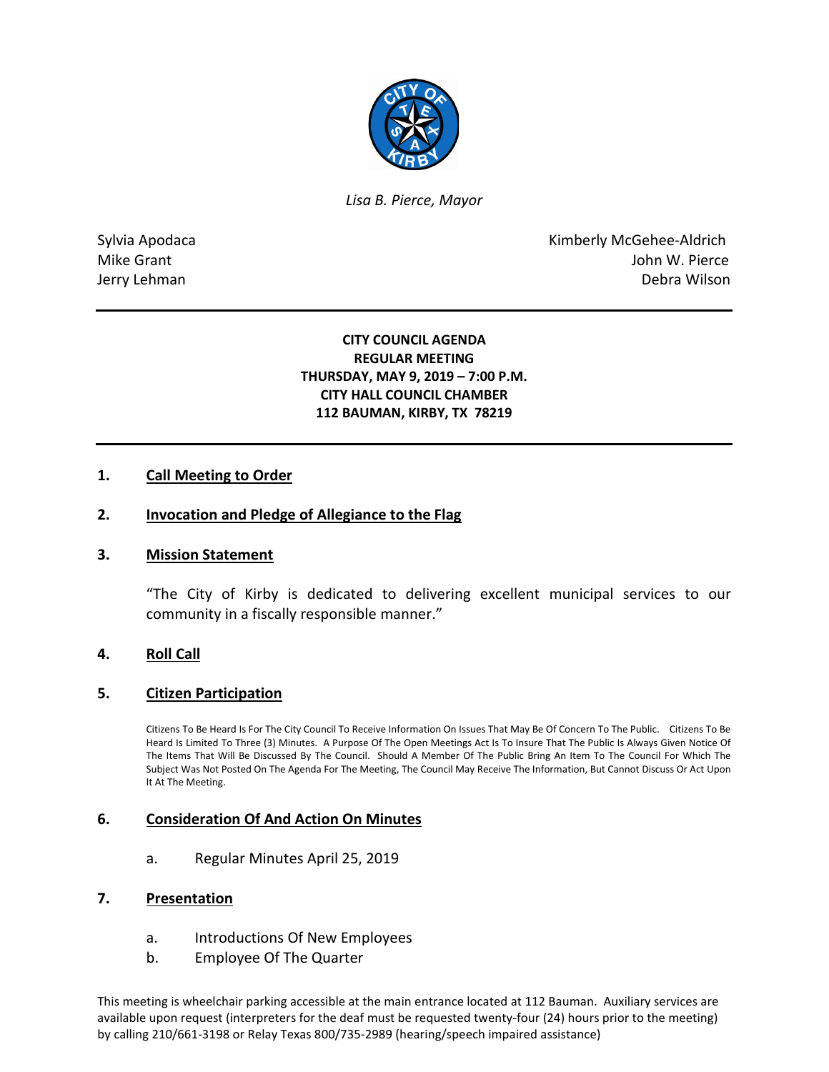*Lisa B. Pierce, Mayor*

Sylvia Apodaca
Mike Grant
Jerry Lehman

Kimberly McGehee-Aldrich
John W. Pierce
Debra Wilson

---

**CITY COUNCIL AGENDA**
**REGULAR MEETING**
**THURSDAY, MAY 9, 2019 – 7:00 P.M.**
**CITY HALL COUNCIL CHAMBER**
**112 BAUMAN, KIRBY, TX 78219**

---

## 1. Call Meeting to Order

## 2. Invocation and Pledge of Allegiance to the Flag

## 3. Mission Statement

"The City of Kirby is dedicated to delivering excellent municipal services to our community in a fiscally responsible manner."

## 4. Roll Call

## 5. Citizen Participation

Citizens To Be Heard Is For The City Council To Receive Information On Issues That May Be Of Concern To The Public. Citizens To Be Heard Is Limited To Three (3) Minutes. A Purpose Of The Open Meetings Act Is To Insure That The Public Is Always Given Notice Of The Items That Will Be Discussed By The Council. Should A Member Of The Public Bring An Item To The Council For Which The Subject Was Not Posted On The Agenda For The Meeting, The Council May Receive The Information, But Cannot Discuss Or Act Upon It At The Meeting.

## 6. Consideration Of And Action On Minutes

a. Regular Minutes April 25, 2019

## 7. Presentation

a. Introductions Of New Employees
b. Employee Of The Quarter

This meeting is wheelchair parking accessible at the main entrance located at 112 Bauman. Auxiliary services are available upon request (interpreters for the deaf must be requested twenty-four (24) hours prior to the meeting) by calling 210/661-3198 or Relay Texas 800/735-2989 (hearing/speech impaired assistance)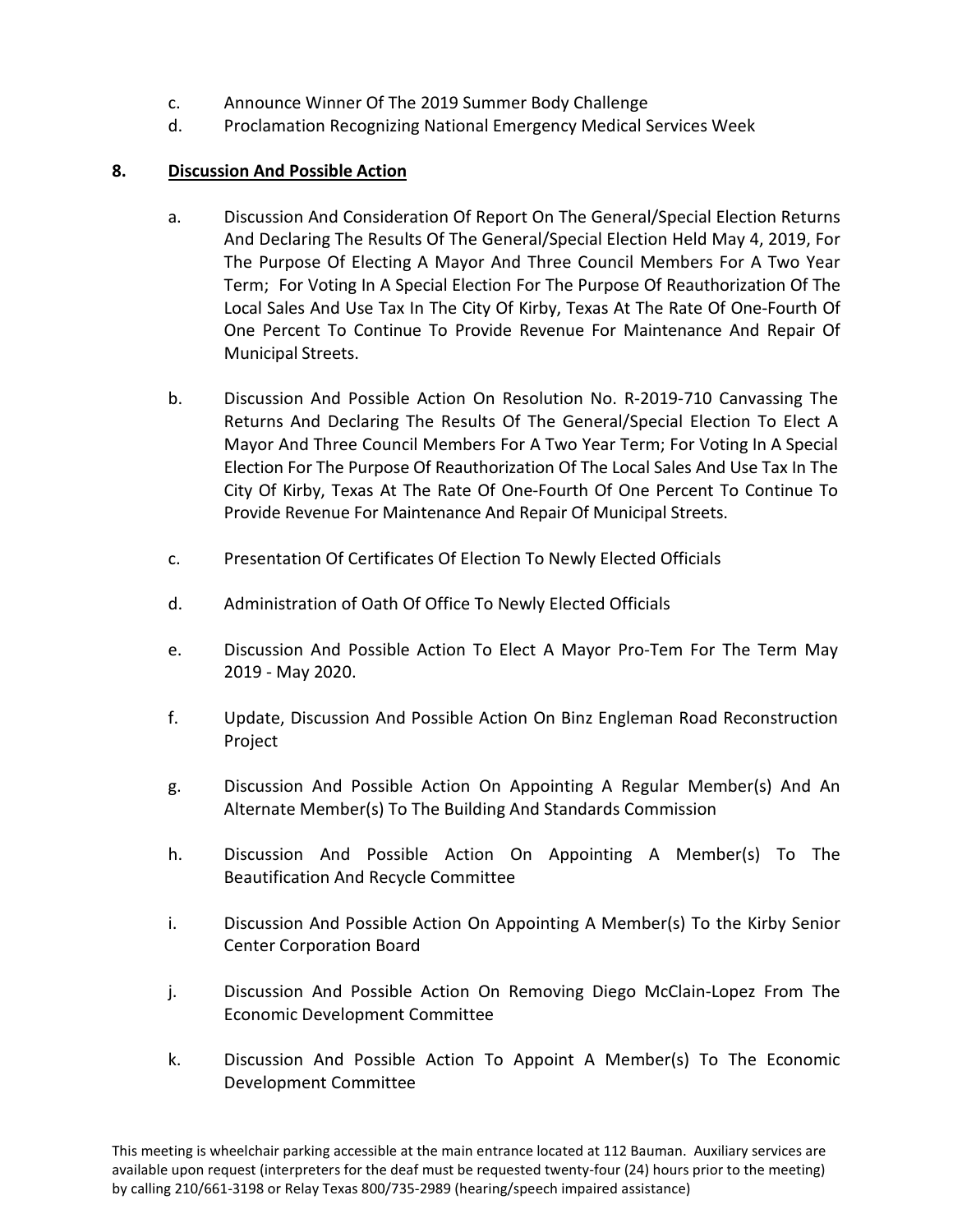c. Announce Winner Of The 2019 Summer Body Challenge
d. Proclamation Recognizing National Emergency Medical Services Week

**8. Discussion And Possible Action**

a. Discussion And Consideration Of Report On The General/Special Election Returns And Declaring The Results Of The General/Special Election Held May 4, 2019, For The Purpose Of Electing A Mayor And Three Council Members For A Two Year Term; For Voting In A Special Election For The Purpose Of Reauthorization Of The Local Sales And Use Tax In The City Of Kirby, Texas At The Rate Of One-Fourth Of One Percent To Continue To Provide Revenue For Maintenance And Repair Of Municipal Streets.

b. Discussion And Possible Action On Resolution No. R-2019-710 Canvassing The Returns And Declaring The Results Of The General/Special Election To Elect A Mayor And Three Council Members For A Two Year Term; For Voting In A Special Election For The Purpose Of Reauthorization Of The Local Sales And Use Tax In The City Of Kirby, Texas At The Rate Of One-Fourth Of One Percent To Continue To Provide Revenue For Maintenance And Repair Of Municipal Streets.

c. Presentation Of Certificates Of Election To Newly Elected Officials

d. Administration of Oath Of Office To Newly Elected Officials

e. Discussion And Possible Action To Elect A Mayor Pro-Tem For The Term May 2019 - May 2020.

f. Update, Discussion And Possible Action On Binz Engleman Road Reconstruction Project

g. Discussion And Possible Action On Appointing A Regular Member(s) And An Alternate Member(s) To The Building And Standards Commission

h. Discussion And Possible Action On Appointing A Member(s) To The Beautification And Recycle Committee

i. Discussion And Possible Action On Appointing A Member(s) To the Kirby Senior Center Corporation Board

j. Discussion And Possible Action On Removing Diego McClain-Lopez From The Economic Development Committee

k. Discussion And Possible Action To Appoint A Member(s) To The Economic Development Committee

This meeting is wheelchair parking accessible at the main entrance located at 112 Bauman. Auxiliary services are available upon request (interpreters for the deaf must be requested twenty-four (24) hours prior to the meeting) by calling 210/661-3198 or Relay Texas 800/735-2989 (hearing/speech impaired assistance)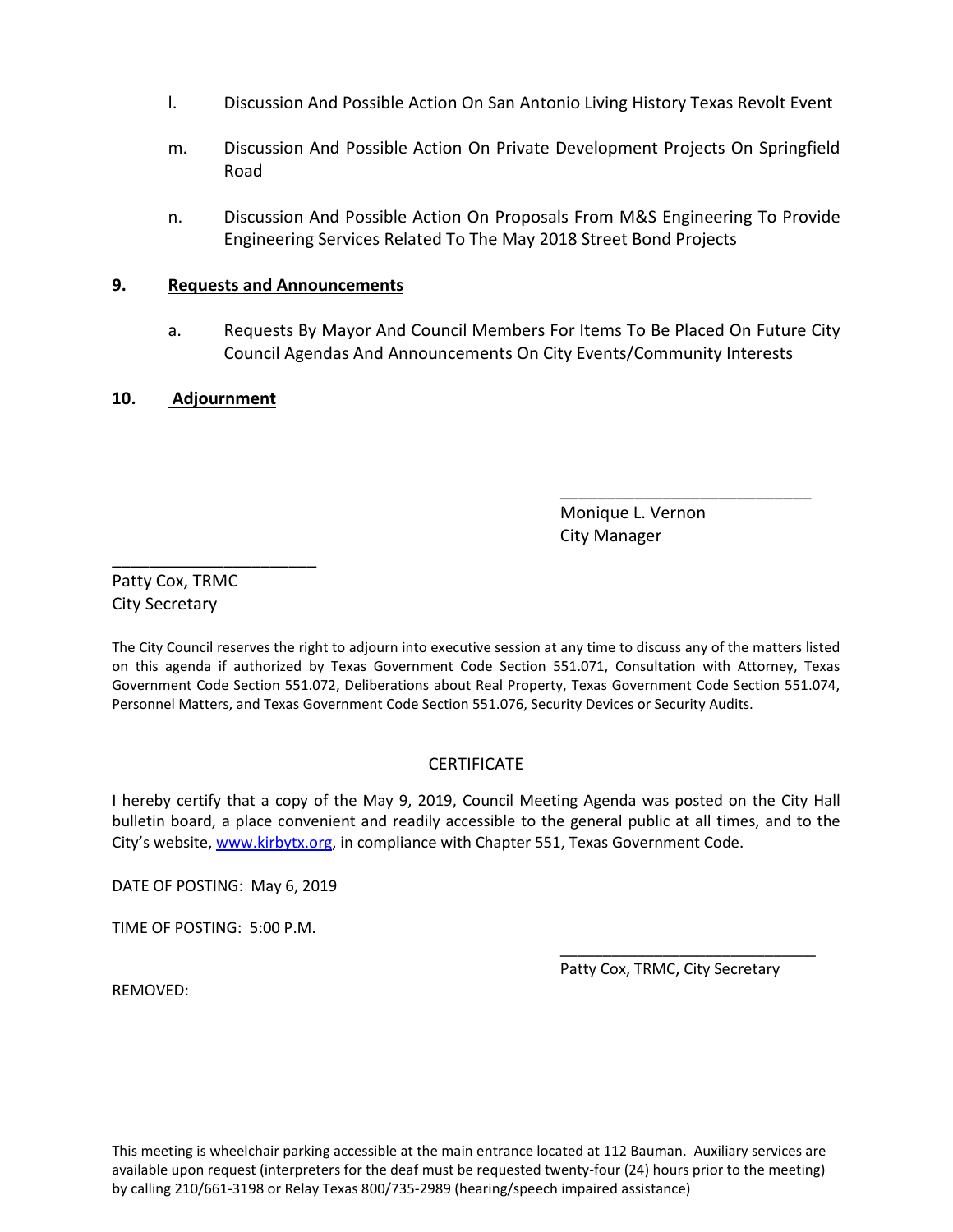l. Discussion And Possible Action On San Antonio Living History Texas Revolt Event

m. Discussion And Possible Action On Private Development Projects On Springfield Road

n. Discussion And Possible Action On Proposals From M&S Engineering To Provide Engineering Services Related To The May 2018 Street Bond Projects

**9. Requests and Announcements**

a. Requests By Mayor And Council Members For Items To Be Placed On Future City Council Agendas And Announcements On City Events/Community Interests

**10. Adjournment**

\_\_\_\_\_\_\_\_\_\_\_\_\_\_\_\_\_\_\_\_\_\_\_\_\_\_\_\_
Monique L. Vernon
City Manager

\_\_\_\_\_\_\_\_\_\_\_\_\_\_\_\_\_\_\_\_\_\_\_\_
Patty Cox, TRMC
City Secretary

The City Council reserves the right to adjourn into executive session at any time to discuss any of the matters listed on this agenda if authorized by Texas Government Code Section 551.071, Consultation with Attorney, Texas Government Code Section 551.072, Deliberations about Real Property, Texas Government Code Section 551.074, Personnel Matters, and Texas Government Code Section 551.076, Security Devices or Security Audits.

CERTIFICATE

I hereby certify that a copy of the May 9, 2019, Council Meeting Agenda was posted on the City Hall bulletin board, a place convenient and readily accessible to the general public at all times, and to the City's website, www.kirbytx.org, in compliance with Chapter 551, Texas Government Code.

DATE OF POSTING: May 6, 2019

TIME OF POSTING: 5:00 P.M.

\_\_\_\_\_\_\_\_\_\_\_\_\_\_\_\_\_\_\_\_\_\_\_\_\_\_\_\_\_\_
Patty Cox, TRMC, City Secretary

REMOVED:

This meeting is wheelchair parking accessible at the main entrance located at 112 Bauman. Auxiliary services are available upon request (interpreters for the deaf must be requested twenty-four (24) hours prior to the meeting) by calling 210/661-3198 or Relay Texas 800/735-2989 (hearing/speech impaired assistance)